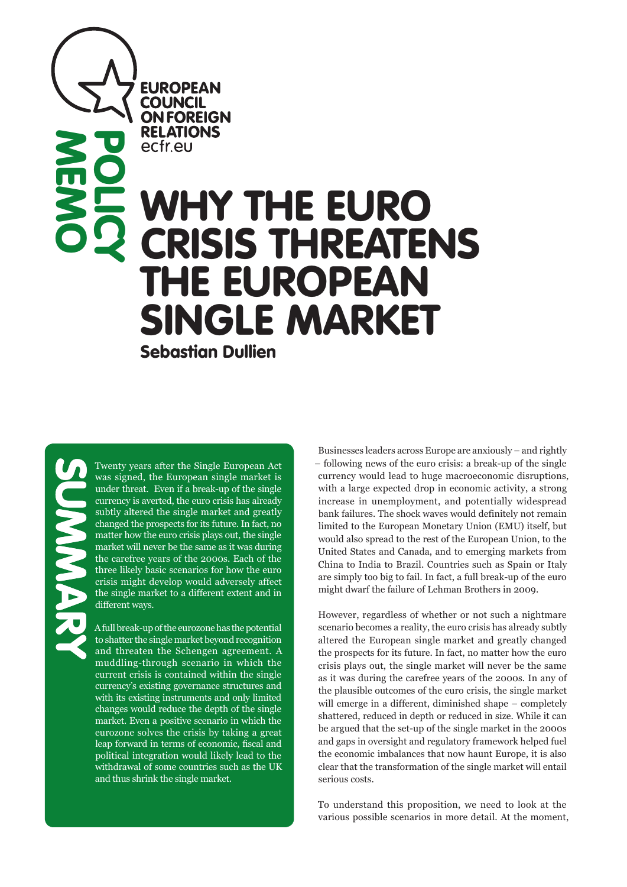EUROPEAN COUNCIL ON FOREIGN RELATIONS
ecfr.eu

POLICY MEMO

# WHY THE EURO CRISIS THREATENS THE EUROPEAN SINGLE MARKET

**Sebastian Dullien**

## SUMMARY

Twenty years after the Single European Act was signed, the European single market is under threat. Even if a break-up of the single currency is averted, the euro crisis has already subtly altered the single market and greatly changed the prospects for its future. In fact, no matter how the euro crisis plays out, the single market will never be the same as it was during the carefree years of the 2000s. Each of the three likely basic scenarios for how the euro crisis might develop would adversely affect the single market to a different extent and in different ways.

A full break-up of the eurozone has the potential to shatter the single market beyond recognition and threaten the Schengen agreement. A muddling-through scenario in which the current crisis is contained within the single currency's existing governance structures and with its existing instruments and only limited changes would reduce the depth of the single market. Even a positive scenario in which the eurozone solves the crisis by taking a great leap forward in terms of economic, fiscal and political integration would likely lead to the withdrawal of some countries such as the UK and thus shrink the single market.

Businesses leaders across Europe are anxiously – and rightly – following news of the euro crisis: a break-up of the single currency would lead to huge macroeconomic disruptions, with a large expected drop in economic activity, a strong increase in unemployment, and potentially widespread bank failures. The shock waves would definitely not remain limited to the European Monetary Union (EMU) itself, but would also spread to the rest of the European Union, to the United States and Canada, and to emerging markets from China to India to Brazil. Countries such as Spain or Italy are simply too big to fail. In fact, a full break-up of the euro might dwarf the failure of Lehman Brothers in 2009.

However, regardless of whether or not such a nightmare scenario becomes a reality, the euro crisis has already subtly altered the European single market and greatly changed the prospects for its future. In fact, no matter how the euro crisis plays out, the single market will never be the same as it was during the carefree years of the 2000s. In any of the plausible outcomes of the euro crisis, the single market will emerge in a different, diminished shape – completely shattered, reduced in depth or reduced in size. While it can be argued that the set-up of the single market in the 2000s and gaps in oversight and regulatory framework helped fuel the economic imbalances that now haunt Europe, it is also clear that the transformation of the single market will entail serious costs.

To understand this proposition, we need to look at the various possible scenarios in more detail. At the moment,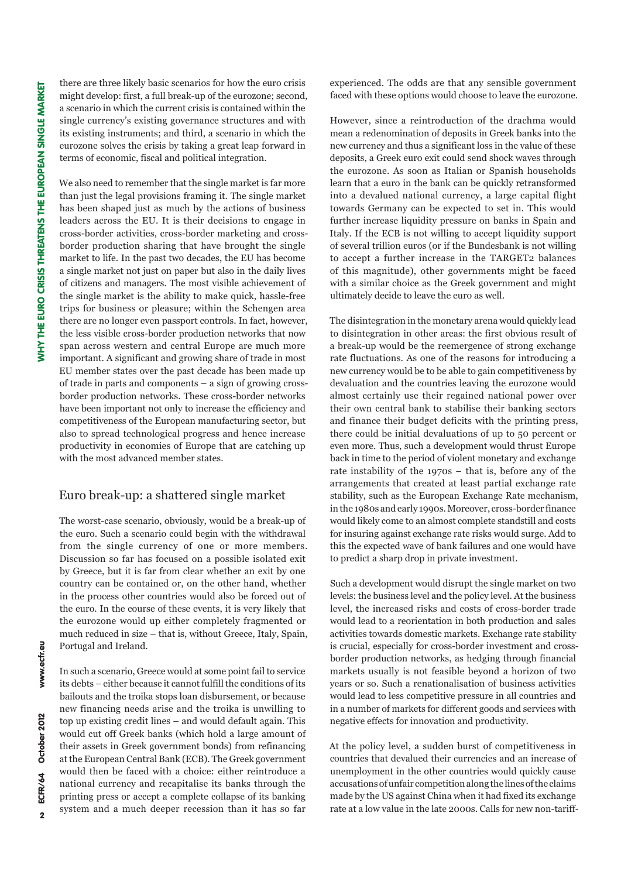there are three likely basic scenarios for how the euro crisis might develop: first, a full break-up of the eurozone; second, a scenario in which the current crisis is contained within the single currency's existing governance structures and with its existing instruments; and third, a scenario in which the eurozone solves the crisis by taking a great leap forward in terms of economic, fiscal and political integration.

We also need to remember that the single market is far more than just the legal provisions framing it. The single market has been shaped just as much by the actions of business leaders across the EU. It is their decisions to engage in cross-border activities, cross-border marketing and cross-border production sharing that have brought the single market to life. In the past two decades, the EU has become a single market not just on paper but also in the daily lives of citizens and managers. The most visible achievement of the single market is the ability to make quick, hassle-free trips for business or pleasure; within the Schengen area there are no longer even passport controls. In fact, however, the less visible cross-border production networks that now span across western and central Europe are much more important. A significant and growing share of trade in most EU member states over the past decade has been made up of trade in parts and components – a sign of growing cross-border production networks. These cross-border networks have been important not only to increase the efficiency and competitiveness of the European manufacturing sector, but also to spread technological progress and hence increase productivity in economies of Europe that are catching up with the most advanced member states.

## Euro break-up: a shattered single market

The worst-case scenario, obviously, would be a break-up of the euro. Such a scenario could begin with the withdrawal from the single currency of one or more members. Discussion so far has focused on a possible isolated exit by Greece, but it is far from clear whether an exit by one country can be contained or, on the other hand, whether in the process other countries would also be forced out of the euro. In the course of these events, it is very likely that the eurozone would up either completely fragmented or much reduced in size – that is, without Greece, Italy, Spain, Portugal and Ireland.

In such a scenario, Greece would at some point fail to service its debts – either because it cannot fulfill the conditions of its bailouts and the troika stops loan disbursement, or because new financing needs arise and the troika is unwilling to top up existing credit lines – and would default again. This would cut off Greek banks (which hold a large amount of their assets in Greek government bonds) from refinancing at the European Central Bank (ECB). The Greek government would then be faced with a choice: either reintroduce a national currency and recapitalise its banks through the printing press or accept a complete collapse of its banking system and a much deeper recession than it has so far experienced. The odds are that any sensible government faced with these options would choose to leave the eurozone.

However, since a reintroduction of the drachma would mean a redenomination of deposits in Greek banks into the new currency and thus a significant loss in the value of these deposits, a Greek euro exit could send shock waves through the eurozone. As soon as Italian or Spanish households learn that a euro in the bank can be quickly retransformed into a devalued national currency, a large capital flight towards Germany can be expected to set in. This would further increase liquidity pressure on banks in Spain and Italy. If the ECB is not willing to accept liquidity support of several trillion euros (or if the Bundesbank is not willing to accept a further increase in the TARGET2 balances of this magnitude), other governments might be faced with a similar choice as the Greek government and might ultimately decide to leave the euro as well.

The disintegration in the monetary arena would quickly lead to disintegration in other areas: the first obvious result of a break-up would be the reemergence of strong exchange rate fluctuations. As one of the reasons for introducing a new currency would be to be able to gain competitiveness by devaluation and the countries leaving the eurozone would almost certainly use their regained national power over their own central bank to stabilise their banking sectors and finance their budget deficits with the printing press, there could be initial devaluations of up to 50 percent or even more. Thus, such a development would thrust Europe back in time to the period of violent monetary and exchange rate instability of the 1970s – that is, before any of the arrangements that created at least partial exchange rate stability, such as the European Exchange Rate mechanism, in the 1980s and early 1990s. Moreover, cross-border finance would likely come to an almost complete standstill and costs for insuring against exchange rate risks would surge. Add to this the expected wave of bank failures and one would have to predict a sharp drop in private investment.

Such a development would disrupt the single market on two levels: the business level and the policy level. At the business level, the increased risks and costs of cross-border trade would lead to a reorientation in both production and sales activities towards domestic markets. Exchange rate stability is crucial, especially for cross-border investment and cross-border production networks, as hedging through financial markets usually is not feasible beyond a horizon of two years or so. Such a renationalisation of business activities would lead to less competitive pressure in all countries and in a number of markets for different goods and services with negative effects for innovation and productivity.

At the policy level, a sudden burst of competitiveness in countries that devalued their currencies and an increase of unemployment in the other countries would quickly cause accusations of unfair competition along the lines of the claims made by the US against China when it had fixed its exchange rate at a low value in the late 2000s. Calls for new non-tariff-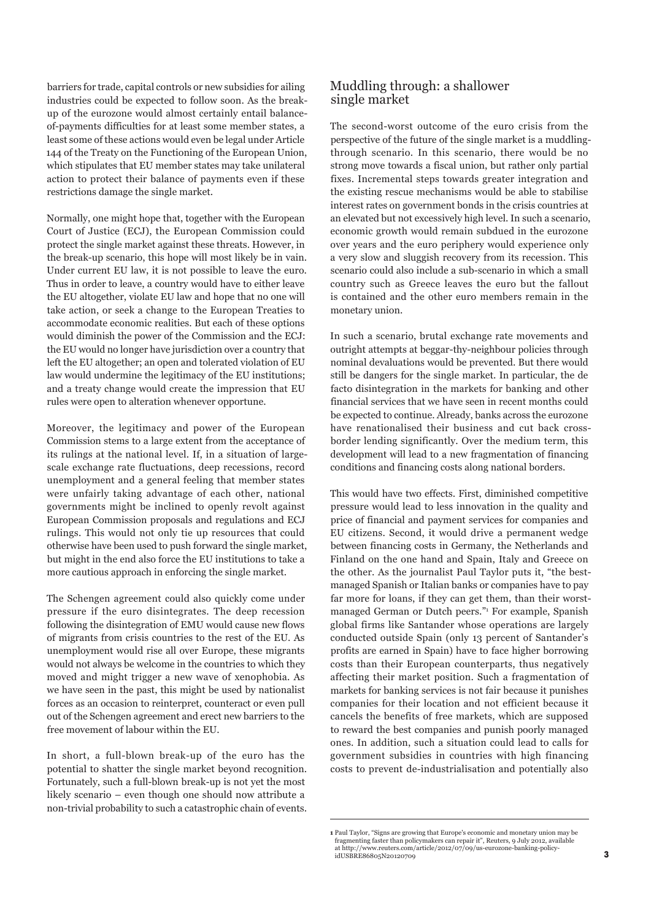barriers for trade, capital controls or new subsidies for ailing industries could be expected to follow soon. As the break-up of the eurozone would almost certainly entail balance-of-payments difficulties for at least some member states, a least some of these actions would even be legal under Article 144 of the Treaty on the Functioning of the European Union, which stipulates that EU member states may take unilateral action to protect their balance of payments even if these restrictions damage the single market.

Normally, one might hope that, together with the European Court of Justice (ECJ), the European Commission could protect the single market against these threats. However, in the break-up scenario, this hope will most likely be in vain. Under current EU law, it is not possible to leave the euro. Thus in order to leave, a country would have to either leave the EU altogether, violate EU law and hope that no one will take action, or seek a change to the European Treaties to accommodate economic realities. But each of these options would diminish the power of the Commission and the ECJ: the EU would no longer have jurisdiction over a country that left the EU altogether; an open and tolerated violation of EU law would undermine the legitimacy of the EU institutions; and a treaty change would create the impression that EU rules were open to alteration whenever opportune.

Moreover, the legitimacy and power of the European Commission stems to a large extent from the acceptance of its rulings at the national level. If, in a situation of large-scale exchange rate fluctuations, deep recessions, record unemployment and a general feeling that member states were unfairly taking advantage of each other, national governments might be inclined to openly revolt against European Commission proposals and regulations and ECJ rulings. This would not only tie up resources that could otherwise have been used to push forward the single market, but might in the end also force the EU institutions to take a more cautious approach in enforcing the single market.

The Schengen agreement could also quickly come under pressure if the euro disintegrates. The deep recession following the disintegration of EMU would cause new flows of migrants from crisis countries to the rest of the EU. As unemployment would rise all over Europe, these migrants would not always be welcome in the countries to which they moved and might trigger a new wave of xenophobia. As we have seen in the past, this might be used by nationalist forces as an occasion to reinterpret, counteract or even pull out of the Schengen agreement and erect new barriers to the free movement of labour within the EU.

In short, a full-blown break-up of the euro has the potential to shatter the single market beyond recognition. Fortunately, such a full-blown break-up is not yet the most likely scenario – even though one should now attribute a non-trivial probability to such a catastrophic chain of events.

## Muddling through: a shallower single market

The second-worst outcome of the euro crisis from the perspective of the future of the single market is a muddling-through scenario. In this scenario, there would be no strong move towards a fiscal union, but rather only partial fixes. Incremental steps towards greater integration and the existing rescue mechanisms would be able to stabilise interest rates on government bonds in the crisis countries at an elevated but not excessively high level. In such a scenario, economic growth would remain subdued in the eurozone over years and the euro periphery would experience only a very slow and sluggish recovery from its recession. This scenario could also include a sub-scenario in which a small country such as Greece leaves the euro but the fallout is contained and the other euro members remain in the monetary union.

In such a scenario, brutal exchange rate movements and outright attempts at beggar-thy-neighbour policies through nominal devaluations would be prevented. But there would still be dangers for the single market. In particular, the de facto disintegration in the markets for banking and other financial services that we have seen in recent months could be expected to continue. Already, banks across the eurozone have renationalised their business and cut back cross-border lending significantly. Over the medium term, this development will lead to a new fragmentation of financing conditions and financing costs along national borders.

This would have two effects. First, diminished competitive pressure would lead to less innovation in the quality and price of financial and payment services for companies and EU citizens. Second, it would drive a permanent wedge between financing costs in Germany, the Netherlands and Finland on the one hand and Spain, Italy and Greece on the other. As the journalist Paul Taylor puts it, "the best-managed Spanish or Italian banks or companies have to pay far more for loans, if they can get them, than their worst-managed German or Dutch peers."[1] For example, Spanish global firms like Santander whose operations are largely conducted outside Spain (only 13 percent of Santander's profits are earned in Spain) have to face higher borrowing costs than their European counterparts, thus negatively affecting their market position. Such a fragmentation of markets for banking services is not fair because it punishes companies for their location and not efficient because it cancels the benefits of free markets, which are supposed to reward the best companies and punish poorly managed ones. In addition, such a situation could lead to calls for government subsidies in countries with high financing costs to prevent de-industrialisation and potentially also

---

1 Paul Taylor, "Signs are growing that Europe's economic and monetary union may be fragmenting faster than policymakers can repair it", Reuters, 9 July 2012, available at http://www.reuters.com/article/2012/07/09/us-eurozone-banking-policy-idUSBRE86805N20120709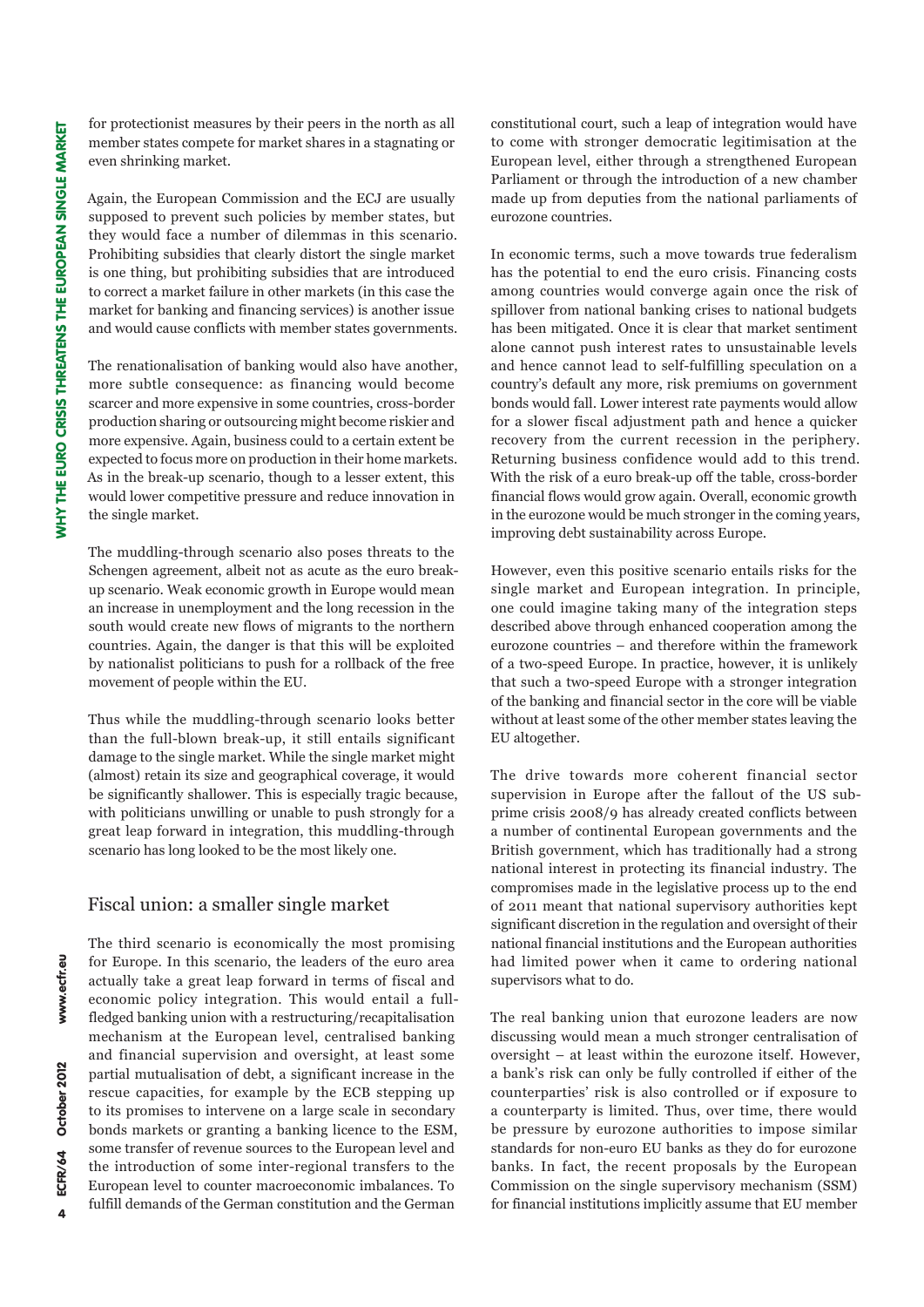for protectionist measures by their peers in the north as all member states compete for market shares in a stagnating or even shrinking market.

Again, the European Commission and the ECJ are usually supposed to prevent such policies by member states, but they would face a number of dilemmas in this scenario. Prohibiting subsidies that clearly distort the single market is one thing, but prohibiting subsidies that are introduced to correct a market failure in other markets (in this case the market for banking and financing services) is another issue and would cause conflicts with member states governments.

The renationalisation of banking would also have another, more subtle consequence: as financing would become scarcer and more expensive in some countries, cross-border production sharing or outsourcing might become riskier and more expensive. Again, business could to a certain extent be expected to focus more on production in their home markets. As in the break-up scenario, though to a lesser extent, this would lower competitive pressure and reduce innovation in the single market.

The muddling-through scenario also poses threats to the Schengen agreement, albeit not as acute as the euro break-up scenario. Weak economic growth in Europe would mean an increase in unemployment and the long recession in the south would create new flows of migrants to the northern countries. Again, the danger is that this will be exploited by nationalist politicians to push for a rollback of the free movement of people within the EU.

Thus while the muddling-through scenario looks better than the full-blown break-up, it still entails significant damage to the single market. While the single market might (almost) retain its size and geographical coverage, it would be significantly shallower. This is especially tragic because, with politicians unwilling or unable to push strongly for a great leap forward in integration, this muddling-through scenario has long looked to be the most likely one.

## Fiscal union: a smaller single market

The third scenario is economically the most promising for Europe. In this scenario, the leaders of the euro area actually take a great leap forward in terms of fiscal and economic policy integration. This would entail a full-fledged banking union with a restructuring/recapitalisation mechanism at the European level, centralised banking and financial supervision and oversight, at least some partial mutualisation of debt, a significant increase in the rescue capacities, for example by the ECB stepping up to its promises to intervene on a large scale in secondary bonds markets or granting a banking licence to the ESM, some transfer of revenue sources to the European level and the introduction of some inter-regional transfers to the European level to counter macroeconomic imbalances. To fulfill demands of the German constitution and the German constitutional court, such a leap of integration would have to come with stronger democratic legitimisation at the European level, either through a strengthened European Parliament or through the introduction of a new chamber made up from deputies from the national parliaments of eurozone countries.

In economic terms, such a move towards true federalism has the potential to end the euro crisis. Financing costs among countries would converge again once the risk of spillover from national banking crises to national budgets has been mitigated. Once it is clear that market sentiment alone cannot push interest rates to unsustainable levels and hence cannot lead to self-fulfilling speculation on a country's default any more, risk premiums on government bonds would fall. Lower interest rate payments would allow for a slower fiscal adjustment path and hence a quicker recovery from the current recession in the periphery. Returning business confidence would add to this trend. With the risk of a euro break-up off the table, cross-border financial flows would grow again. Overall, economic growth in the eurozone would be much stronger in the coming years, improving debt sustainability across Europe.

However, even this positive scenario entails risks for the single market and European integration. In principle, one could imagine taking many of the integration steps described above through enhanced cooperation among the eurozone countries – and therefore within the framework of a two-speed Europe. In practice, however, it is unlikely that such a two-speed Europe with a stronger integration of the banking and financial sector in the core will be viable without at least some of the other member states leaving the EU altogether.

The drive towards more coherent financial sector supervision in Europe after the fallout of the US sub-prime crisis 2008/9 has already created conflicts between a number of continental European governments and the British government, which has traditionally had a strong national interest in protecting its financial industry. The compromises made in the legislative process up to the end of 2011 meant that national supervisory authorities kept significant discretion in the regulation and oversight of their national financial institutions and the European authorities had limited power when it came to ordering national supervisors what to do.

The real banking union that eurozone leaders are now discussing would mean a much stronger centralisation of oversight – at least within the eurozone itself. However, a bank's risk can only be fully controlled if either of the counterparties' risk is also controlled or if exposure to a counterparty is limited. Thus, over time, there would be pressure by eurozone authorities to impose similar standards for non-euro EU banks as they do for eurozone banks. In fact, the recent proposals by the European Commission on the single supervisory mechanism (SSM) for financial institutions implicitly assume that EU member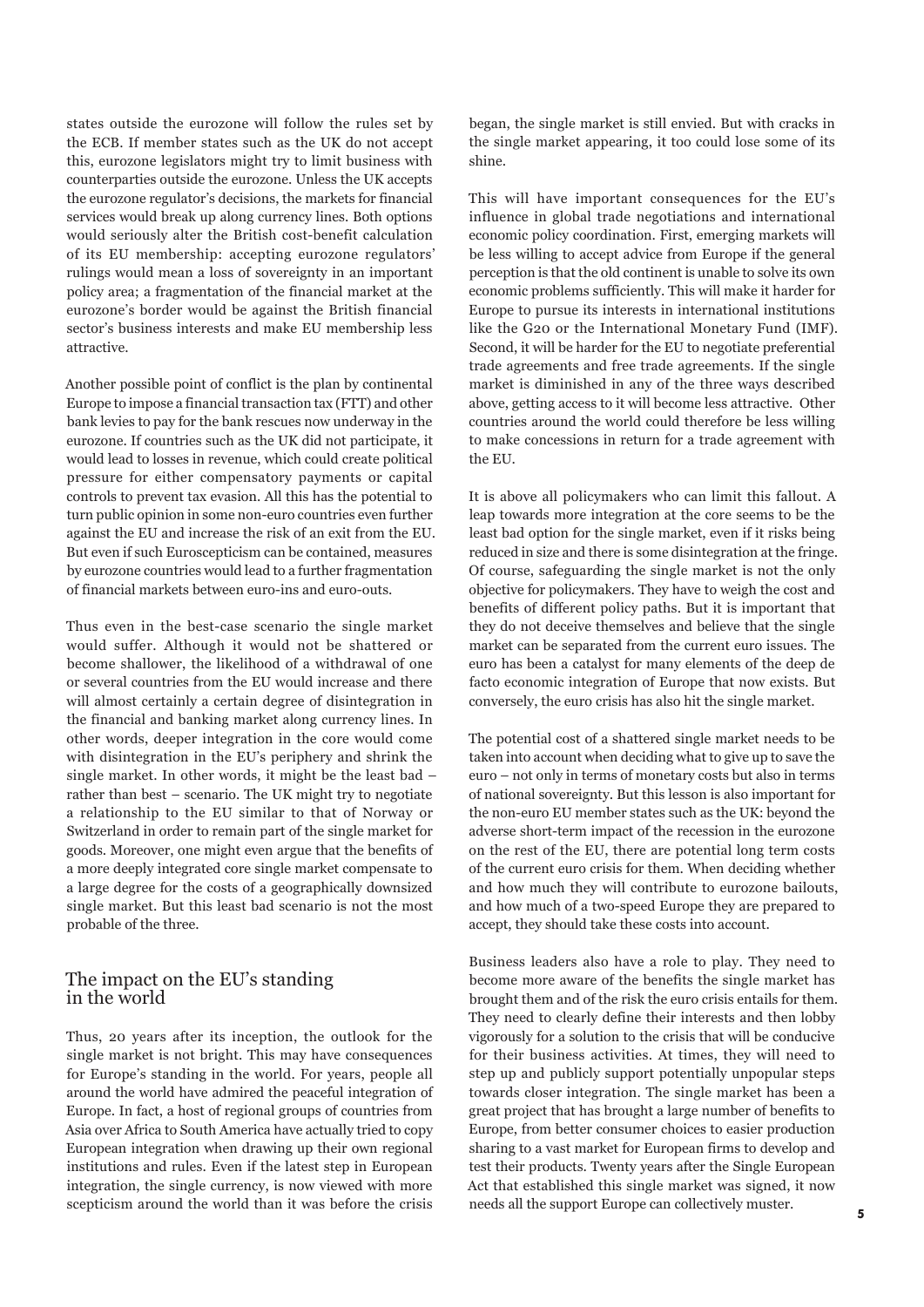states outside the eurozone will follow the rules set by the ECB. If member states such as the UK do not accept this, eurozone legislators might try to limit business with counterparties outside the eurozone. Unless the UK accepts the eurozone regulator's decisions, the markets for financial services would break up along currency lines. Both options would seriously alter the British cost-benefit calculation of its EU membership: accepting eurozone regulators' rulings would mean a loss of sovereignty in an important policy area; a fragmentation of the financial market at the eurozone's border would be against the British financial sector's business interests and make EU membership less attractive.

Another possible point of conflict is the plan by continental Europe to impose a financial transaction tax (FTT) and other bank levies to pay for the bank rescues now underway in the eurozone. If countries such as the UK did not participate, it would lead to losses in revenue, which could create political pressure for either compensatory payments or capital controls to prevent tax evasion. All this has the potential to turn public opinion in some non-euro countries even further against the EU and increase the risk of an exit from the EU. But even if such Euroscepticism can be contained, measures by eurozone countries would lead to a further fragmentation of financial markets between euro-ins and euro-outs.

Thus even in the best-case scenario the single market would suffer. Although it would not be shattered or become shallower, the likelihood of a withdrawal of one or several countries from the EU would increase and there will almost certainly a certain degree of disintegration in the financial and banking market along currency lines. In other words, deeper integration in the core would come with disintegration in the EU's periphery and shrink the single market. In other words, it might be the least bad – rather than best – scenario. The UK might try to negotiate a relationship to the EU similar to that of Norway or Switzerland in order to remain part of the single market for goods. Moreover, one might even argue that the benefits of a more deeply integrated core single market compensate to a large degree for the costs of a geographically downsized single market. But this least bad scenario is not the most probable of the three.

## The impact on the EU's standing in the world

Thus, 20 years after its inception, the outlook for the single market is not bright. This may have consequences for Europe's standing in the world. For years, people all around the world have admired the peaceful integration of Europe. In fact, a host of regional groups of countries from Asia over Africa to South America have actually tried to copy European integration when drawing up their own regional institutions and rules. Even if the latest step in European integration, the single currency, is now viewed with more scepticism around the world than it was before the crisis began, the single market is still envied. But with cracks in the single market appearing, it too could lose some of its shine.

This will have important consequences for the EU's influence in global trade negotiations and international economic policy coordination. First, emerging markets will be less willing to accept advice from Europe if the general perception is that the old continent is unable to solve its own economic problems sufficiently. This will make it harder for Europe to pursue its interests in international institutions like the G20 or the International Monetary Fund (IMF). Second, it will be harder for the EU to negotiate preferential trade agreements and free trade agreements. If the single market is diminished in any of the three ways described above, getting access to it will become less attractive. Other countries around the world could therefore be less willing to make concessions in return for a trade agreement with the EU.

It is above all policymakers who can limit this fallout. A leap towards more integration at the core seems to be the least bad option for the single market, even if it risks being reduced in size and there is some disintegration at the fringe. Of course, safeguarding the single market is not the only objective for policymakers. They have to weigh the cost and benefits of different policy paths. But it is important that they do not deceive themselves and believe that the single market can be separated from the current euro issues. The euro has been a catalyst for many elements of the deep de facto economic integration of Europe that now exists. But conversely, the euro crisis has also hit the single market.

The potential cost of a shattered single market needs to be taken into account when deciding what to give up to save the euro – not only in terms of monetary costs but also in terms of national sovereignty. But this lesson is also important for the non-euro EU member states such as the UK: beyond the adverse short-term impact of the recession in the eurozone on the rest of the EU, there are potential long term costs of the current euro crisis for them. When deciding whether and how much they will contribute to eurozone bailouts, and how much of a two-speed Europe they are prepared to accept, they should take these costs into account.

Business leaders also have a role to play. They need to become more aware of the benefits the single market has brought them and of the risk the euro crisis entails for them. They need to clearly define their interests and then lobby vigorously for a solution to the crisis that will be conducive for their business activities. At times, they will need to step up and publicly support potentially unpopular steps towards closer integration. The single market has been a great project that has brought a large number of benefits to Europe, from better consumer choices to easier production sharing to a vast market for European firms to develop and test their products. Twenty years after the Single European Act that established this single market was signed, it now needs all the support Europe can collectively muster.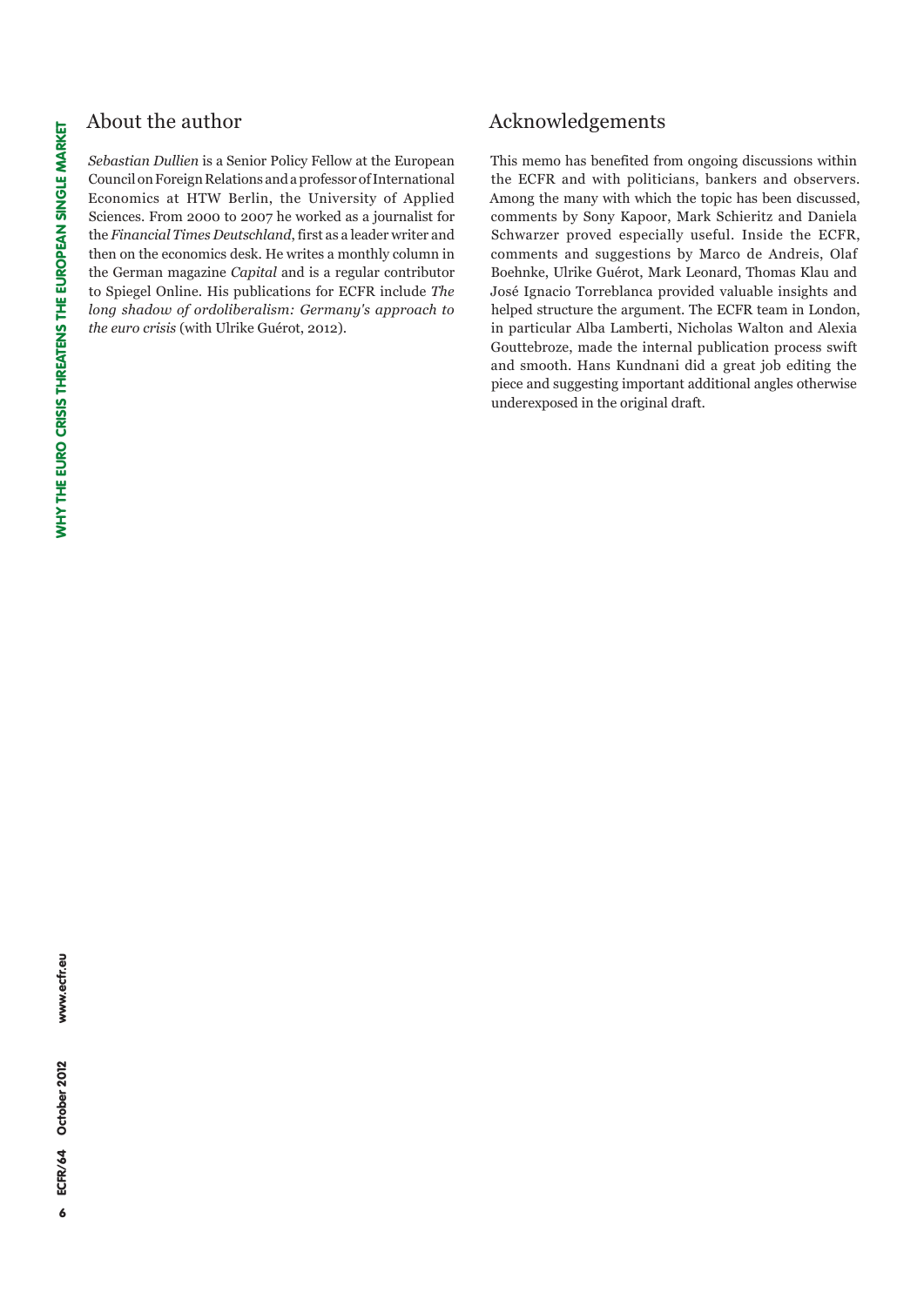## About the author

*Sebastian Dullien* is a Senior Policy Fellow at the European Council on Foreign Relations and a professor of International Economics at HTW Berlin, the University of Applied Sciences. From 2000 to 2007 he worked as a journalist for the *Financial Times Deutschland*, first as a leader writer and then on the economics desk. He writes a monthly column in the German magazine *Capital* and is a regular contributor to Spiegel Online. His publications for ECFR include *The long shadow of ordoliberalism: Germany's approach to the euro crisis* (with Ulrike Guérot, 2012).

## Acknowledgements

This memo has benefited from ongoing discussions within the ECFR and with politicians, bankers and observers. Among the many with which the topic has been discussed, comments by Sony Kapoor, Mark Schieritz and Daniela Schwarzer proved especially useful. Inside the ECFR, comments and suggestions by Marco de Andreis, Olaf Boehnke, Ulrike Guérot, Mark Leonard, Thomas Klau and José Ignacio Torreblanca provided valuable insights and helped structure the argument. The ECFR team in London, in particular Alba Lamberti, Nicholas Walton and Alexia Gouttebroze, made the internal publication process swift and smooth. Hans Kundnani did a great job editing the piece and suggesting important additional angles otherwise underexposed in the original draft.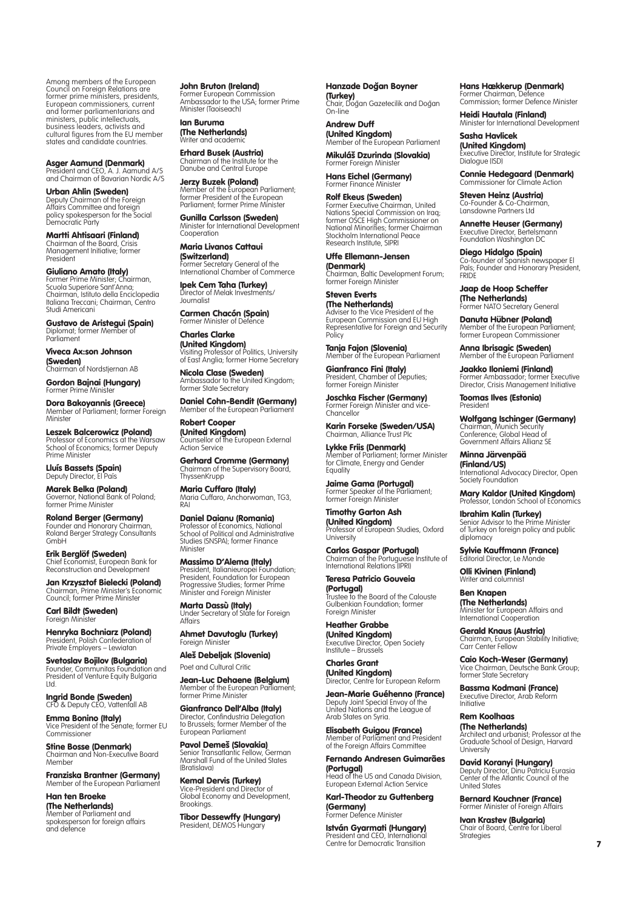Among members of the European Council on Foreign Relations are former prime ministers, presidents, European commissioners, current and former parliamentarians and ministers, public intellectuals, business leaders, activists and cultural figures from the EU member states and candidate countries.

**Asger Aamund (Denmark)**
President and CEO, A. J. Aamund A/S and Chairman of Bavarian Nordic A/S

**Urban Ahlin (Sweden)**
Deputy Chairman of the Foreign Affairs Committee and foreign policy spokesperson for the Social Democratic Party

**Martti Ahtisaari (Finland)**
Chairman of the Board, Crisis Management Initiative; former President

**Giuliano Amato (Italy)**
Former Prime Minister; Chairman, Scuola Superiore Sant'Anna; Chairman, Istituto della Enciclopedia Italiana Treccani; Chairman, Centro Studi Americani

**Gustavo de Aristegui (Spain)**
Diplomat; former Member of Parliament

**Viveca Ax:son Johnson (Sweden)**
Chairman of Nordstjernan AB

**Gordon Bajnai (Hungary)**
Former Prime Minister

**Dora Bakoyannis (Greece)**
Member of Parliament; former Foreign Minister

**Leszek Balcerowicz (Poland)**
Professor of Economics at the Warsaw School of Economics; former Deputy Prime Minister

**Lluís Bassets (Spain)**
Deputy Director, El País

**Marek Belka (Poland)**
Governor, National Bank of Poland; former Prime Minister

**Roland Berger (Germany)**
Founder and Honorary Chairman, Roland Berger Strategy Consultants GmbH

**Erik Berglöf (Sweden)**
Chief Economist, European Bank for Reconstruction and Development

**Jan Krzysztof Bielecki (Poland)**
Chairman, Prime Minister's Economic Council; former Prime Minister

**Carl Bildt (Sweden)**
Foreign Minister

**Henryka Bochniarz (Poland)**
President, Polish Confederation of Private Employers – Lewiatan

**Svetoslav Bojilov (Bulgaria)**
Founder, Communitas Foundation and President of Venture Equity Bulgaria Ltd.

**Ingrid Bonde (Sweden)**
CFO & Deputy CEO, Vattenfall AB

**Emma Bonino (Italy)**
Vice President of the Senate; former EU Commissioner

**Stine Bosse (Denmark)**
Chairman and Non-Executive Board Member

**Franziska Brantner (Germany)**
Member of the European Parliament

**Han ten Broeke (The Netherlands)**
Member of Parliament and spokesperson for foreign affairs and defence

**John Bruton (Ireland)**
Former European Commission Ambassador to the USA; former Prime Minister (Taoiseach)

**Ian Buruma (The Netherlands)**
Writer and academic

**Erhard Busek (Austria)**
Chairman of the Institute for the Danube and Central Europe

**Jerzy Buzek (Poland)**
Member of the European Parliament; former President of the European Parliament; former Prime Minister

**Gunilla Carlsson (Sweden)**
Minister for International Development Cooperation

**Maria Livanos Cattaui (Switzerland)**
Former Secretary General of the International Chamber of Commerce

**Ipek Cem Taha (Turkey)**
Director of Melak Investments/ Journalist

**Carmen Chacón (Spain)**
Former Minister of Defence

**Charles Clarke (United Kingdom)**
Visiting Professor of Politics, University of East Anglia; former Home Secretary

**Nicola Clase (Sweden)**
Ambassador to the United Kingdom; former State Secretary

**Daniel Cohn-Bendit (Germany)**
Member of the European Parliament

**Robert Cooper (United Kingdom)**
Counsellor of the European External Action Service

**Gerhard Cromme (Germany)**
Chairman of the Supervisory Board, ThyssenKrupp

**Maria Cuffaro (Italy)**
Maria Cuffaro, Anchorwoman, TG3, RAI

**Daniel Daianu (Romania)**
Professor of Economics, National School of Political and Administrative Studies (SNSPA); former Finance Minister

**Massimo D'Alema (Italy)**
President, Italianieuropei Foundation; President, Foundation for European Progressive Studies; former Prime Minister and Foreign Minister

**Marta Dassù (Italy)**
Under Secretary of State for Foreign Affairs

**Ahmet Davutoglu (Turkey)**
Foreign Minister

**Aleš Debeljak (Slovenia)**
Poet and Cultural Critic

**Jean-Luc Dehaene (Belgium)**
Member of the European Parliament; former Prime Minister

**Gianfranco Dell'Alba (Italy)**
Director, Confindustria Delegation to Brussels; former Member of the European Parliament

**Pavol Demeš (Slovakia)**
Senior Transatlantic Fellow, German Marshall Fund of the United States (Bratislava)

**Kemal Dervis (Turkey)**
Vice-President and Director of Global Economy and Development, Brookings.

**Tibor Dessewffy (Hungary)**
President, DEMOS Hungary

**Hanzade Doğan Boyner (Turkey)**
Chair, Doğan Gazetecilik and Doğan On-line

**Andrew Duff (United Kingdom)**
Member of the European Parliament

**Mikuláš Dzurinda (Slovakia)**
Former Foreign Minister

**Hans Eichel (Germany)**
Former Finance Minister

**Rolf Ekeus (Sweden)**
Former Executive Chairman, United Nations Special Commission on Iraq; former OSCE High Commissioner on National Minorities; former Chairman Stockholm International Peace Research Institute, SIPRI

**Uffe Ellemann-Jensen (Denmark)**
Chairman, Baltic Development Forum; former Foreign Minister

**Steven Everts (The Netherlands)**
Adviser to the Vice President of the European Commission and EU High Representative for Foreign and Security Policy

**Tanja Fajon (Slovenia)**
Member of the European Parliament

**Gianfranco Fini (Italy)**
President, Chamber of Deputies; former Foreign Minister

**Joschka Fischer (Germany)**
Former Foreign Minister and vice-Chancellor

**Karin Forseke (Sweden/USA)**
Chairman, Alliance Trust Plc

**Lykke Friis (Denmark)**
Member of Parliament; former Minister for Climate, Energy and Gender Equality

**Jaime Gama (Portugal)**
Former Speaker of the Parliament; former Foreign Minister

**Timothy Garton Ash (United Kingdom)**
Professor of European Studies, Oxford University

**Carlos Gaspar (Portugal)**
Chairman of the Portuguese Institute of International Relations (IPRI)

**Teresa Patricio Gouveia (Portugal)**
Trustee to the Board of the Calouste Gulbenkian Foundation; former Foreign Minister

**Heather Grabbe (United Kingdom)**
Executive Director, Open Society Institute – Brussels

**Charles Grant (United Kingdom)**
Director, Centre for European Reform

**Jean-Marie Guéhenno (France)**
Deputy Joint Special Envoy of the United Nations and the League of Arab States on Syria.

**Elisabeth Guigou (France)**
Member of Parliament and President of the Foreign Affairs Committee

**Fernando Andresen Guimarães (Portugal)**
Head of the US and Canada Division, European External Action Service

**Karl-Theodor zu Guttenberg (Germany)**
Former Defence Minister

**István Gyarmati (Hungary)**
President and CEO, International Centre for Democratic Transition

**Hans Hækkerup (Denmark)**
Former Chairman, Defence Commission; former Defence Minister

**Heidi Hautala (Finland)**
Minister for International Development

**Sasha Havlicek (United Kingdom)**
Executive Director, Institute for Strategic Dialogue (ISD)

**Connie Hedegaard (Denmark)**
Commissioner for Climate Action

**Steven Heinz (Austria)**
Co-Founder & Co-Chairman, Lansdowne Partners Ltd

**Annette Heuser (Germany)**
Executive Director, Bertelsmann Foundation Washington DC

**Diego Hidalgo (Spain)**
Co-founder of Spanish newspaper El País; Founder and Honorary President, FRIDE

**Jaap de Hoop Scheffer (The Netherlands)**
Former NATO Secretary General

**Danuta Hübner (Poland)**
Member of the European Parliament; former European Commissioner

**Anna Ibrisagic (Sweden)**
Member of the European Parliament

**Jaakko Iloniemi (Finland)**
Former Ambassador; former Executive Director, Crisis Management Initiative

**Toomas Ilves (Estonia)**
President

**Wolfgang Ischinger (Germany)**
Chairman, Munich Security Conference; Global Head of Government Affairs Allianz SE

**Minna Järvenpää (Finland/US)**
International Advocacy Director, Open Society Foundation

**Mary Kaldor (United Kingdom)**
Professor, London School of Economics

**Ibrahim Kalin (Turkey)**
Senior Advisor to the Prime Minister of Turkey on foreign policy and public diplomacy

**Sylvie Kauffmann (France)**
Editorial Director, Le Monde

**Olli Kivinen (Finland)**
Writer and columnist

**Ben Knapen (The Netherlands)**
Minister for European Affairs and International Cooperation

**Gerald Knaus (Austria)**
Chairman, European Stability Initiative; Carr Center Fellow

**Caio Koch-Weser (Germany)**
Vice Chairman, Deutsche Bank Group; former State Secretary

**Bassma Kodmani (France)**
Executive Director, Arab Reform Initiative

**Rem Koolhaas (The Netherlands)**
Architect and urbanist; Professor at the Graduate School of Design, Harvard University

**David Koranyi (Hungary)**
Deputy Director, Dinu Patriciu Eurasia Center of the Atlantic Council of the United States

**Bernard Kouchner (France)**
Former Minister of Foreign Affairs

**Ivan Krastev (Bulgaria)**
Chair of Board, Centre for Liberal Strategies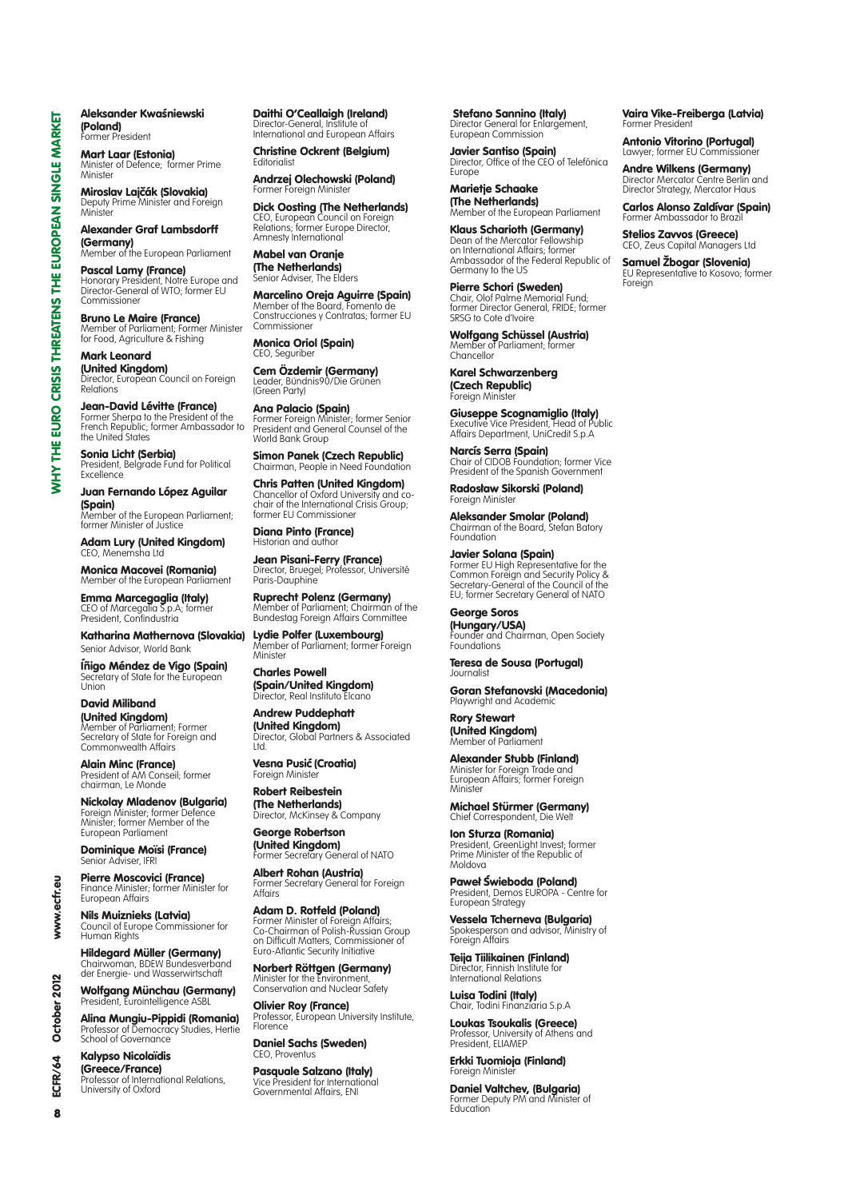**Aleksander Kwaśniewski (Poland)**
Former President

**Mart Laar (Estonia)**
Minister of Defence; former Prime Minister

**Miroslav Lajčák (Slovakia)**
Deputy Prime Minister and Foreign Minister

**Alexander Graf Lambsdorff (Germany)**
Member of the European Parliament

**Pascal Lamy (France)**
Honorary President, Notre Europe and Director-General of WTO; former EU Commissioner

**Bruno Le Maire (France)**
Member of Parliament; Former Minister for Food, Agriculture & Fishing

**Mark Leonard (United Kingdom)**
Director, European Council on Foreign Relations

**Jean-David Lévitte (France)**
Former Sherpa to the President of the French Republic; former Ambassador to the United States

**Sonia Licht (Serbia)**
President, Belgrade Fund for Political Excellence

**Juan Fernando López Aguilar (Spain)**
Member of the European Parliament; former Minister of Justice

**Adam Lury (United Kingdom)**
CEO, Menemsha Ltd

**Monica Macovei (Romania)**
Member of the European Parliament

**Emma Marcegaglia (Italy)**
CEO of Marcegalia S.p.A; former President, Confindustria

**Katharina Mathernova (Slovakia)**
Senior Advisor, World Bank

**Íñigo Méndez de Vigo (Spain)**
Secretary of State for the European Union

**David Miliband (United Kingdom)**
Member of Parliament; Former Secretary of State for Foreign and Commonwealth Affairs

**Alain Minc (France)**
President of AM Conseil; former chairman, Le Monde

**Nickolay Mladenov (Bulgaria)**
Foreign Minister; former Defence Minister; former Member of the European Parliament

**Dominique Moïsi (France)**
Senior Adviser, IFRI

**Pierre Moscovici (France)**
Finance Minister; former Minister for European Affairs

**Nils Muiznieks (Latvia)**
Council of Europe Commissioner for Human Rights

**Hildegard Müller (Germany)**
Chairwoman, BDEW Bundesverband der Energie- und Wasserwirtschaft

**Wolfgang Münchau (Germany)**
President, Eurointelligence ASBL

**Alina Mungiu-Pippidi (Romania)**
Professor of Democracy Studies, Hertie School of Governance

**Kalypso Nicolaïdis (Greece/France)**
Professor of International Relations, University of Oxford

**Daithi O'Ceallaigh (Ireland)**
Director-General, Institute of International and European Affairs

**Christine Ockrent (Belgium)**
Editorialist

**Andrzej Olechowski (Poland)**
Former Foreign Minister

**Dick Oosting (The Netherlands)**
CEO, European Council on Foreign Relations; former Europe Director, Amnesty International

**Mabel van Oranje (The Netherlands)**
Senior Adviser, The Elders

**Marcelino Oreja Aguirre (Spain)**
Member of the Board, Fomento de Construcciones y Contratas; former EU Commissioner

**Monica Oriol (Spain)**
CEO, Seguriber

**Cem Özdemir (Germany)**
Leader, Bündnis90/Die Grünen (Green Party)

**Ana Palacio (Spain)**
Former Foreign Minister; former Senior President and General Counsel of the World Bank Group

**Simon Panek (Czech Republic)**
Chairman, People in Need Foundation

**Chris Patten (United Kingdom)**
Chancellor of Oxford University and co-chair of the International Crisis Group; former EU Commissioner

**Diana Pinto (France)**
Historian and author

**Jean Pisani-Ferry (France)**
Director, Bruegel; Professor, Université Paris-Dauphine

**Ruprecht Polenz (Germany)**
Member of Parliament; Chairman of the Bundestag Foreign Affairs Committee

**Lydie Polfer (Luxembourg)**
Member of Parliament; former Foreign Minister

**Charles Powell (Spain/United Kingdom)**
Director, Real Instituto Elcano

**Andrew Puddephatt (United Kingdom)**
Director, Global Partners & Associated Ltd.

**Vesna Pusić (Croatia)**
Foreign Minister

**Robert Reibestein (The Netherlands)**
Director, McKinsey & Company

**George Robertson (United Kingdom)**
Former Secretary General of NATO

**Albert Rohan (Austria)**
Former Secretary General for Foreign Affairs

**Adam D. Rotfeld (Poland)**
Former Minister of Foreign Affairs; Co-Chairman of Polish-Russian Group on Difficult Matters, Commissioner of Euro-Atlantic Security Initiative

**Norbert Röttgen (Germany)**
Minister for the Environment, Conservation and Nuclear Safety

**Olivier Roy (France)**
Professor, European University Institute, Florence

**Daniel Sachs (Sweden)**
CEO, Proventus

**Pasquale Salzano (Italy)**
Vice President for International Governmental Affairs, ENI

**Stefano Sannino (Italy)**
Director General for Enlargement, European Commission

**Javier Santiso (Spain)**
Director, Office of the CEO of Telefónica Europe

**Marietje Schaake (The Netherlands)**
Member of the European Parliament

**Klaus Scharioth (Germany)**
Dean of the Mercator Fellowship on International Affairs; former Ambassador of the Federal Republic of Germany to the US

**Pierre Schori (Sweden)**
Chair, Olof Palme Memorial Fund; former Director General, FRIDE; former SRSG to Cote d'Ivoire

**Wolfgang Schüssel (Austria)**
Member of Parliament; former Chancellor

**Karel Schwarzenberg (Czech Republic)**
Foreign Minister

**Giuseppe Scognamiglio (Italy)**
Executive Vice President, Head of Public Affairs Department, UniCredit S.p.A

**Narcís Serra (Spain)**
Chair of CIDOB Foundation; former Vice President of the Spanish Government

**Radosław Sikorski (Poland)**
Foreign Minister

**Aleksander Smolar (Poland)**
Chairman of the Board, Stefan Batory Foundation

**Javier Solana (Spain)**
Former EU High Representative for the Common Foreign and Security Policy & Secretary-General of the Council of the EU; former Secretary General of NATO

**George Soros (Hungary/USA)**
Founder and Chairman, Open Society Foundations

**Teresa de Sousa (Portugal)**
Journalist

**Goran Stefanovski (Macedonia)**
Playwright and Academic

**Rory Stewart (United Kingdom)**
Member of Parliament

**Alexander Stubb (Finland)**
Minister for Foreign Trade and European Affairs; former Foreign Minister

**Michael Stürmer (Germany)**
Chief Correspondent, Die Welt

**Ion Sturza (Romania)**
President, GreenLight Invest; former Prime Minister of the Republic of Moldova

**Paweł Świeboda (Poland)**
President, Demos EUROPA - Centre for European Strategy

**Vessela Tcherneva (Bulgaria)**
Spokesperson and advisor, Ministry of Foreign Affairs

**Teija Tiilikainen (Finland)**
Director, Finnish Institute for International Relations

**Luisa Todini (Italy)**
Chair, Todini Finanziaria S.p.A

**Loukas Tsoukalis (Greece)**
Professor, University of Athens and President, ELIAMEP

**Erkki Tuomioja (Finland)**
Foreign Minister

**Daniel Valtchev, (Bulgaria)**
Former Deputy PM and Minister of Education

**Vaira Vike-Freiberga (Latvia)**
Former President

**Antonio Vitorino (Portugal)**
Lawyer; former EU Commissioner

**Andre Wilkens (Germany)**
Director Mercator Centre Berlin and Director Strategy, Mercator Haus

**Carlos Alonso Zaldívar (Spain)**
Former Ambassador to Brazil

**Stelios Zavvos (Greece)**
CEO, Zeus Capital Managers Ltd

**Samuel Žbogar (Slovenia)**
EU Representative to Kosovo; former Foreign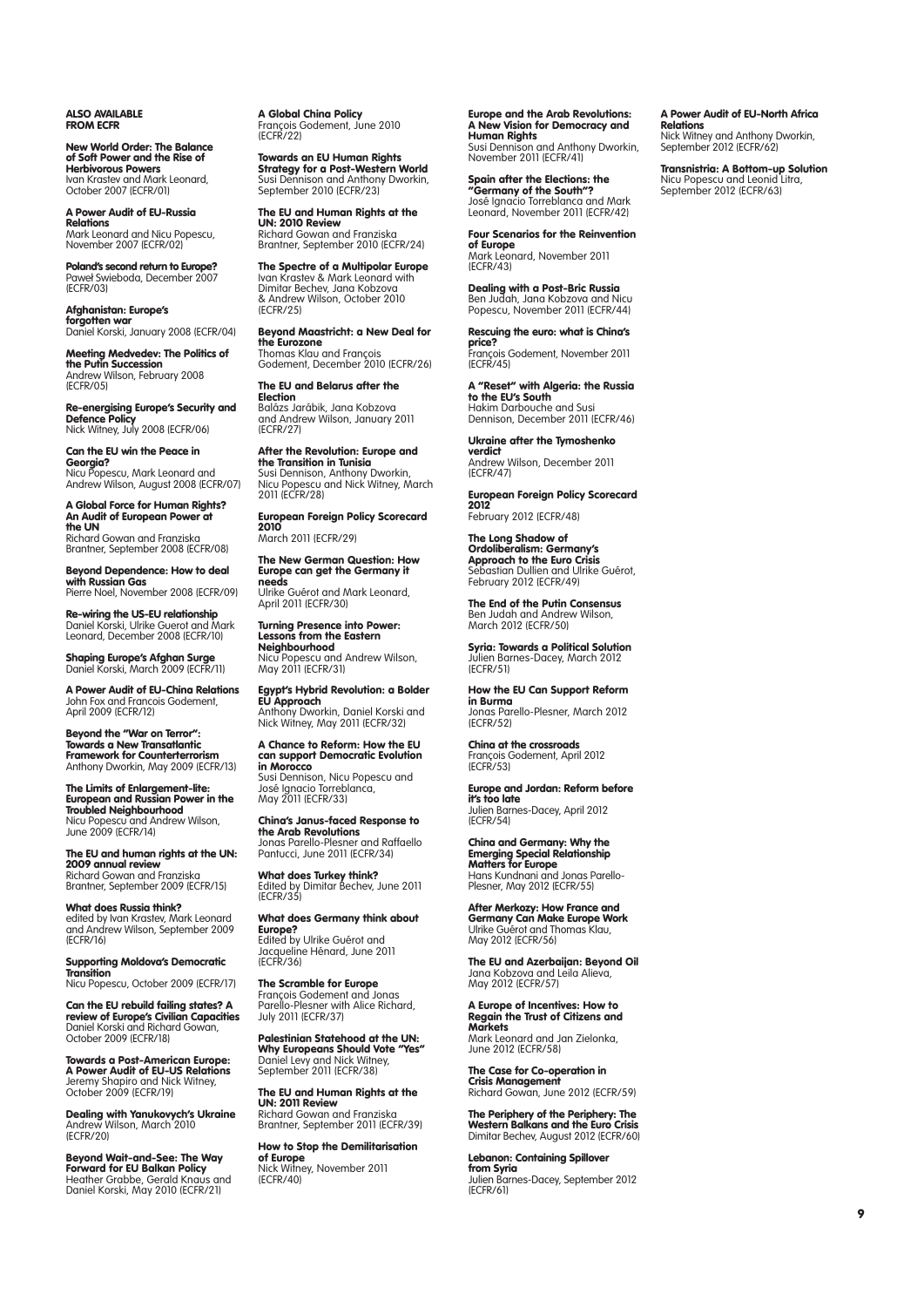**ALSO AVAILABLE FROM ECFR**

**New World Order: The Balance of Soft Power and the Rise of Herbivorous Powers**
Ivan Krastev and Mark Leonard, October 2007 (ECFR/01)

**A Power Audit of EU-Russia Relations**
Mark Leonard and Nicu Popescu, November 2007 (ECFR/02)

**Poland's second return to Europe?**
Paweł Swieboda, December 2007 (ECFR/03)

**Afghanistan: Europe's forgotten war**
Daniel Korski, January 2008 (ECFR/04)

**Meeting Medvedev: The Politics of the Putin Succession**
Andrew Wilson, February 2008 (ECFR/05)

**Re-energising Europe's Security and Defence Policy**
Nick Witney, July 2008 (ECFR/06)

**Can the EU win the Peace in Georgia?**
Nicu Popescu, Mark Leonard and Andrew Wilson, August 2008 (ECFR/07)

**A Global Force for Human Rights? An Audit of European Power at the UN**
Richard Gowan and Franziska Brantner, September 2008 (ECFR/08)

**Beyond Dependence: How to deal with Russian Gas**
Pierre Noel, November 2008 (ECFR/09)

**Re-wiring the US-EU relationship**
Daniel Korski, Ulrike Guerot and Mark Leonard, December 2008 (ECFR/10)

**Shaping Europe's Afghan Surge**
Daniel Korski, March 2009 (ECFR/11)

**A Power Audit of EU-China Relations**
John Fox and Francois Godement, April 2009 (ECFR/12)

**Beyond the "War on Terror": Towards a New Transatlantic Framework for Counterterrorism**
Anthony Dworkin, May 2009 (ECFR/13)

**The Limits of Enlargement-lite: European and Russian Power in the Troubled Neighbourhood**
Nicu Popescu and Andrew Wilson, June 2009 (ECFR/14)

**The EU and human rights at the UN: 2009 annual review**
Richard Gowan and Franziska Brantner, September 2009 (ECFR/15)

**What does Russia think?**
edited by Ivan Krastev, Mark Leonard and Andrew Wilson, September 2009 (ECFR/16)

**Supporting Moldova's Democratic Transition**
Nicu Popescu, October 2009 (ECFR/17)

**Can the EU rebuild failing states? A review of Europe's Civilian Capacities**
Daniel Korski and Richard Gowan, October 2009 (ECFR/18)

**Towards a Post-American Europe: A Power Audit of EU-US Relations**
Jeremy Shapiro and Nick Witney, October 2009 (ECFR/19)

**Dealing with Yanukovych's Ukraine**
Andrew Wilson, March 2010 (ECFR/20)

**Beyond Wait-and-See: The Way Forward for EU Balkan Policy**
Heather Grabbe, Gerald Knaus and Daniel Korski, May 2010 (ECFR/21)

**A Global China Policy**
François Godement, June 2010 (ECFR/22)

**Towards an EU Human Rights Strategy for a Post-Western World**
Susi Dennison and Anthony Dworkin, September 2010 (ECFR/23)

**The EU and Human Rights at the UN: 2010 Review**
Richard Gowan and Franziska Brantner, September 2010 (ECFR/24)

**The Spectre of a Multipolar Europe**
Ivan Krastev & Mark Leonard with Dimitar Bechev, Jana Kobzova & Andrew Wilson, October 2010 (ECFR/25)

**Beyond Maastricht: a New Deal for the Eurozone**
Thomas Klau and François Godement, December 2010 (ECFR/26)

**The EU and Belarus after the Election**
Balázs Jarábik, Jana Kobzova and Andrew Wilson, January 2011 (ECFR/27)

**After the Revolution: Europe and the Transition in Tunisia**
Susi Dennison, Anthony Dworkin, Nicu Popescu and Nick Witney, March 2011 (ECFR/28)

**European Foreign Policy Scorecard 2010**
March 2011 (ECFR/29)

**The New German Question: How Europe can get the Germany it needs**
Ulrike Guérot and Mark Leonard, April 2011 (ECFR/30)

**Turning Presence into Power: Lessons from the Eastern Neighbourhood**
Nicu Popescu and Andrew Wilson, May 2011 (ECFR/31)

**Egypt's Hybrid Revolution: a Bolder EU Approach**
Anthony Dworkin, Daniel Korski and Nick Witney, May 2011 (ECFR/32)

**A Chance to Reform: How the EU can support Democratic Evolution in Morocco**
Susi Dennison, Nicu Popescu and José Ignacio Torreblanca, May 2011 (ECFR/33)

**China's Janus-faced Response to the Arab Revolutions**
Jonas Parello-Plesner and Raffaello Pantucci, June 2011 (ECFR/34)

**What does Turkey think?**
Edited by Dimitar Bechev, June 2011 (ECFR/35)

**What does Germany think about Europe?**
Edited by Ulrike Guérot and Jacqueline Hénard, June 2011 (ECFR/36)

**The Scramble for Europe**
François Godement and Jonas Parello-Plesner with Alice Richard, July 2011 (ECFR/37)

**Palestinian Statehood at the UN: Why Europeans Should Vote "Yes"**
Daniel Levy and Nick Witney, September 2011 (ECFR/38)

**The EU and Human Rights at the UN: 2011 Review**
Richard Gowan and Franziska Brantner, September 2011 (ECFR/39)

**How to Stop the Demilitarisation of Europe**
Nick Witney, November 2011 (ECFR/40)

**Europe and the Arab Revolutions: A New Vision for Democracy and Human Rights**
Susi Dennison and Anthony Dworkin, November 2011 (ECFR/41)

**Spain after the Elections: the "Germany of the South"?**
José Ignacio Torreblanca and Mark Leonard, November 2011 (ECFR/42)

**Four Scenarios for the Reinvention of Europe**
Mark Leonard, November 2011 (ECFR/43)

**Dealing with a Post-Bric Russia**
Ben Judah, Jana Kobzova and Nicu Popescu, November 2011 (ECFR/44)

**Rescuing the euro: what is China's price?**
François Godement, November 2011 (ECFR/45)

**A "Reset" with Algeria: the Russia to the EU's South**
Hakim Darbouche and Susi Dennison, December 2011 (ECFR/46)

**Ukraine after the Tymoshenko verdict**
Andrew Wilson, December 2011 (ECFR/47)

**European Foreign Policy Scorecard 2012**
February 2012 (ECFR/48)

**The Long Shadow of Ordoliberalism: Germany's Approach to the Euro Crisis**
Sebastian Dullien and Ulrike Guérot, February 2012 (ECFR/49)

**The End of the Putin Consensus**
Ben Judah and Andrew Wilson, March 2012 (ECFR/50)

**Syria: Towards a Political Solution**
Julien Barnes-Dacey, March 2012 (ECFR/51)

**How the EU Can Support Reform in Burma**
Jonas Parello-Plesner, March 2012 (ECFR/52)

**China at the crossroads**
François Godement, April 2012 (ECFR/53)

**Europe and Jordan: Reform before it's too late**
Julien Barnes-Dacey, April 2012 (ECFR/54)

**China and Germany: Why the Emerging Special Relationship Matters for Europe**
Hans Kundnani and Jonas Parello-Plesner, May 2012 (ECFR/55)

**After Merkozy: How France and Germany Can Make Europe Work**
Ulrike Guérot and Thomas Klau, May 2012 (ECFR/56)

**The EU and Azerbaijan: Beyond Oil**
Jana Kobzova and Leila Alieva, May 2012 (ECFR/57)

**A Europe of Incentives: How to Regain the Trust of Citizens and Markets**
Mark Leonard and Jan Zielonka, June 2012 (ECFR/58)

**The Case for Co-operation in Crisis Management**
Richard Gowan, June 2012 (ECFR/59)

**The Periphery of the Periphery: The Western Balkans and the Euro Crisis**
Dimitar Bechev, August 2012 (ECFR/60)

**Lebanon: Containing Spillover from Syria**
Julien Barnes-Dacey, September 2012 (ECFR/61)

**A Power Audit of EU-North Africa Relations**
Nick Witney and Anthony Dworkin, September 2012 (ECFR/62)

**Transnistria: A Bottom-up Solution**
Nicu Popescu and Leonid Litra, September 2012 (ECFR/63)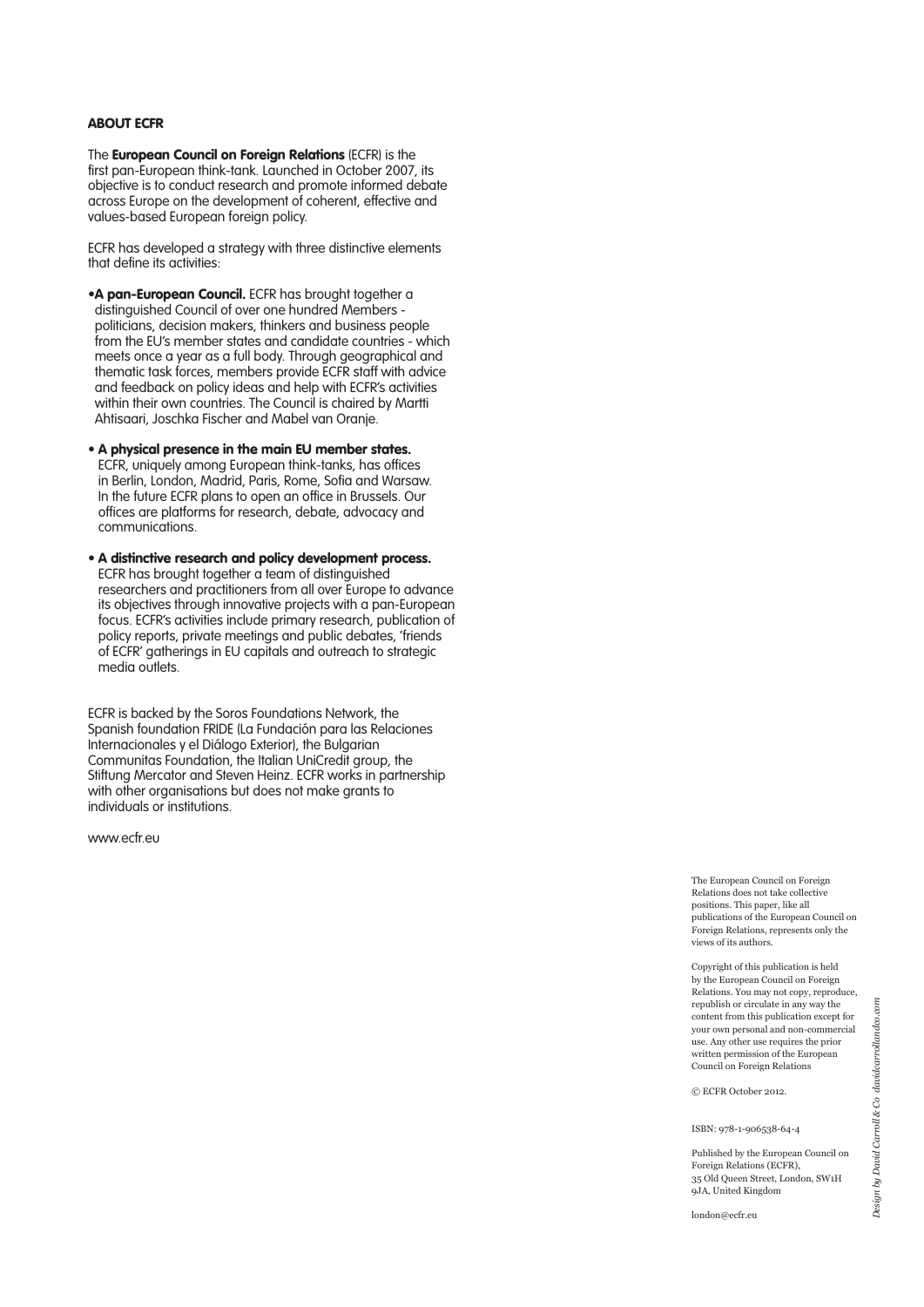**ABOUT ECFR**

The **European Council on Foreign Relations** (ECFR) is the first pan-European think-tank. Launched in October 2007, its objective is to conduct research and promote informed debate across Europe on the development of coherent, effective and values-based European foreign policy.

ECFR has developed a strategy with three distinctive elements that define its activities:

- **A pan-European Council.** ECFR has brought together a distinguished Council of over one hundred Members - politicians, decision makers, thinkers and business people from the EU's member states and candidate countries - which meets once a year as a full body. Through geographical and thematic task forces, members provide ECFR staff with advice and feedback on policy ideas and help with ECFR's activities within their own countries. The Council is chaired by Martti Ahtisaari, Joschka Fischer and Mabel van Oranje.

- **A physical presence in the main EU member states.** ECFR, uniquely among European think-tanks, has offices in Berlin, London, Madrid, Paris, Rome, Sofia and Warsaw. In the future ECFR plans to open an office in Brussels. Our offices are platforms for research, debate, advocacy and communications.

- **A distinctive research and policy development process.** ECFR has brought together a team of distinguished researchers and practitioners from all over Europe to advance its objectives through innovative projects with a pan-European focus. ECFR's activities include primary research, publication of policy reports, private meetings and public debates, 'friends of ECFR' gatherings in EU capitals and outreach to strategic media outlets.

ECFR is backed by the Soros Foundations Network, the Spanish foundation FRIDE (La Fundación para las Relaciones Internacionales y el Diálogo Exterior), the Bulgarian Communitas Foundation, the Italian UniCredit group, the Stiftung Mercator and Steven Heinz. ECFR works in partnership with other organisations but does not make grants to individuals or institutions.

www.ecfr.eu

The European Council on Foreign Relations does not take collective positions. This paper, like all publications of the European Council on Foreign Relations, represents only the views of its authors.

Copyright of this publication is held by the European Council on Foreign Relations. You may not copy, reproduce, republish or circulate in any way the content from this publication except for your own personal and non-commercial use. Any other use requires the prior written permission of the European Council on Foreign Relations

© ECFR October 2012.

ISBN: 978-1-906538-64-4

Published by the European Council on Foreign Relations (ECFR), 35 Old Queen Street, London, SW1H 9JA, United Kingdom

london@ecfr.eu

*Design by David Carroll & Co davidcarrolland​co.com*